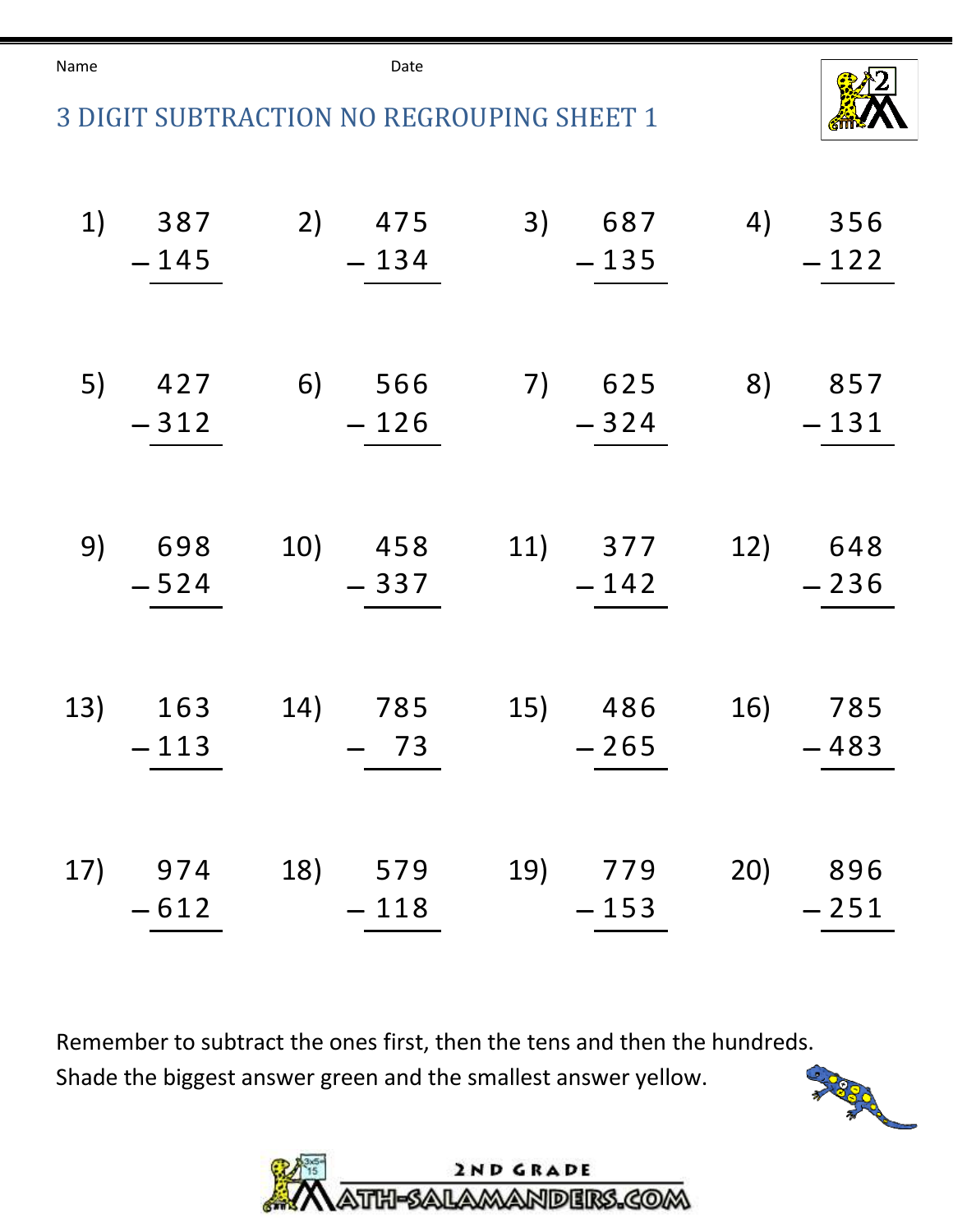Name Date

# 3 DIGIT SUBTRACTION NO REGROUPING SHEET 1

| | | | |
|---|---|---|---|
| 1) $\begin{array}{r} 387 \\ -\,145 \\ \hline \end{array}$ | 2) $\begin{array}{r} 475 \\ -\,134 \\ \hline \end{array}$ | 3) $\begin{array}{r} 687 \\ -\,135 \\ \hline \end{array}$ | 4) $\begin{array}{r} 356 \\ -\,122 \\ \hline \end{array}$ |
| 5) $\begin{array}{r} 427 \\ -\,312 \\ \hline \end{array}$ | 6) $\begin{array}{r} 566 \\ -\,126 \\ \hline \end{array}$ | 7) $\begin{array}{r} 625 \\ -\,324 \\ \hline \end{array}$ | 8) $\begin{array}{r} 857 \\ -\,131 \\ \hline \end{array}$ |
| 9) $\begin{array}{r} 698 \\ -\,524 \\ \hline \end{array}$ | 10) $\begin{array}{r} 458 \\ -\,337 \\ \hline \end{array}$ | 11) $\begin{array}{r} 377 \\ -\,142 \\ \hline \end{array}$ | 12) $\begin{array}{r} 648 \\ -\,236 \\ \hline \end{array}$ |
| 13) $\begin{array}{r} 163 \\ -\,113 \\ \hline \end{array}$ | 14) $\begin{array}{r} 785 \\ -\,73 \\ \hline \end{array}$ | 15) $\begin{array}{r} 486 \\ -\,265 \\ \hline \end{array}$ | 16) $\begin{array}{r} 785 \\ -\,483 \\ \hline \end{array}$ |
| 17) $\begin{array}{r} 974 \\ -\,612 \\ \hline \end{array}$ | 18) $\begin{array}{r} 579 \\ -\,118 \\ \hline \end{array}$ | 19) $\begin{array}{r} 779 \\ -\,153 \\ \hline \end{array}$ | 20) $\begin{array}{r} 896 \\ -\,251 \\ \hline \end{array}$ |

Remember to subtract the ones first, then the tens and then the hundreds.
Shade the biggest answer green and the smallest answer yellow.

2ND GRADE
MATH-SALAMANDERS.COM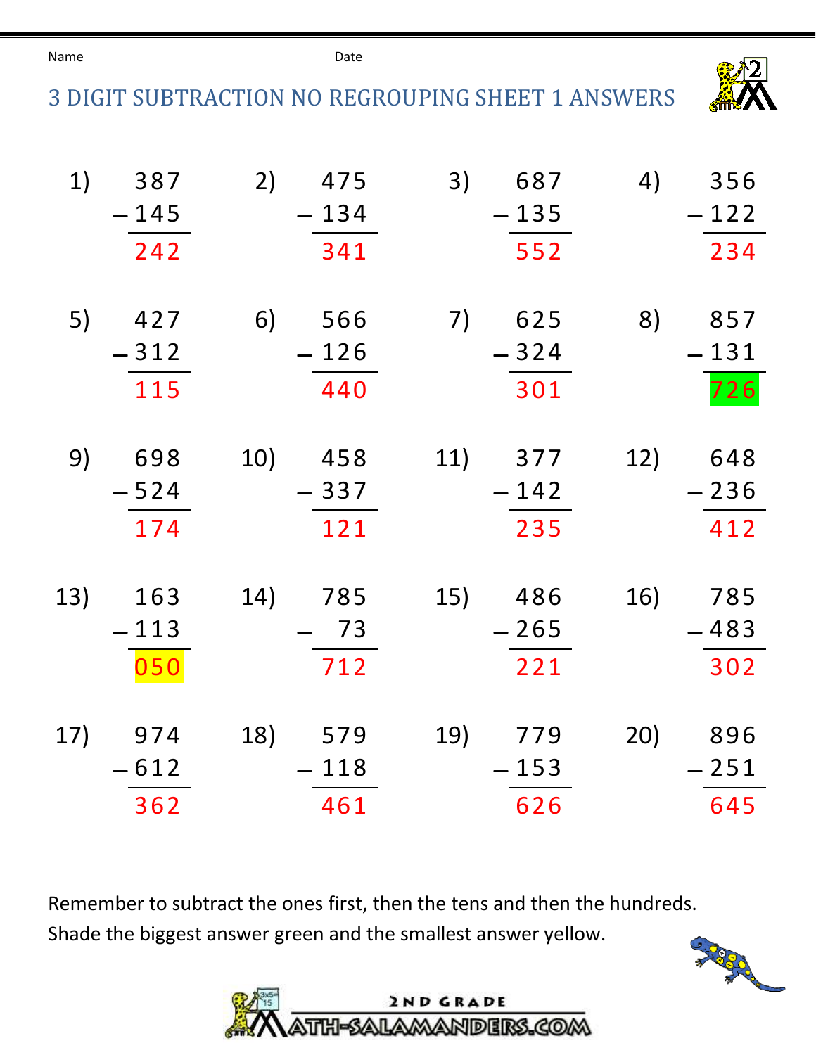Name Date

# 3 DIGIT SUBTRACTION NO REGROUPING SHEET 1 ANSWERS

| | | | |
|---|---|---|---|
| 1) $387 - 145 = 242$ | 2) $475 - 134 = 341$ | 3) $687 - 135 = 552$ | 4) $356 - 122 = 234$ |
| 5) $427 - 312 = 115$ | 6) $566 - 126 = 440$ | 7) $625 - 324 = 301$ | 8) $857 - 131 = 726$ |
| 9) $698 - 524 = 174$ | 10) $458 - 337 = 121$ | 11) $377 - 142 = 235$ | 12) $648 - 236 = 412$ |
| 13) $163 - 113 = 050$ | 14) $785 - 73 = 712$ | 15) $486 - 265 = 221$ | 16) $785 - 483 = 302$ |
| 17) $974 - 612 = 362$ | 18) $579 - 118 = 461$ | 19) $779 - 153 = 626$ | 20) $896 - 251 = 645$ |

Remember to subtract the ones first, then the tens and then the hundreds.

Shade the biggest answer green and the smallest answer yellow.

2ND GRADE MATH-SALAMANDERS.COM